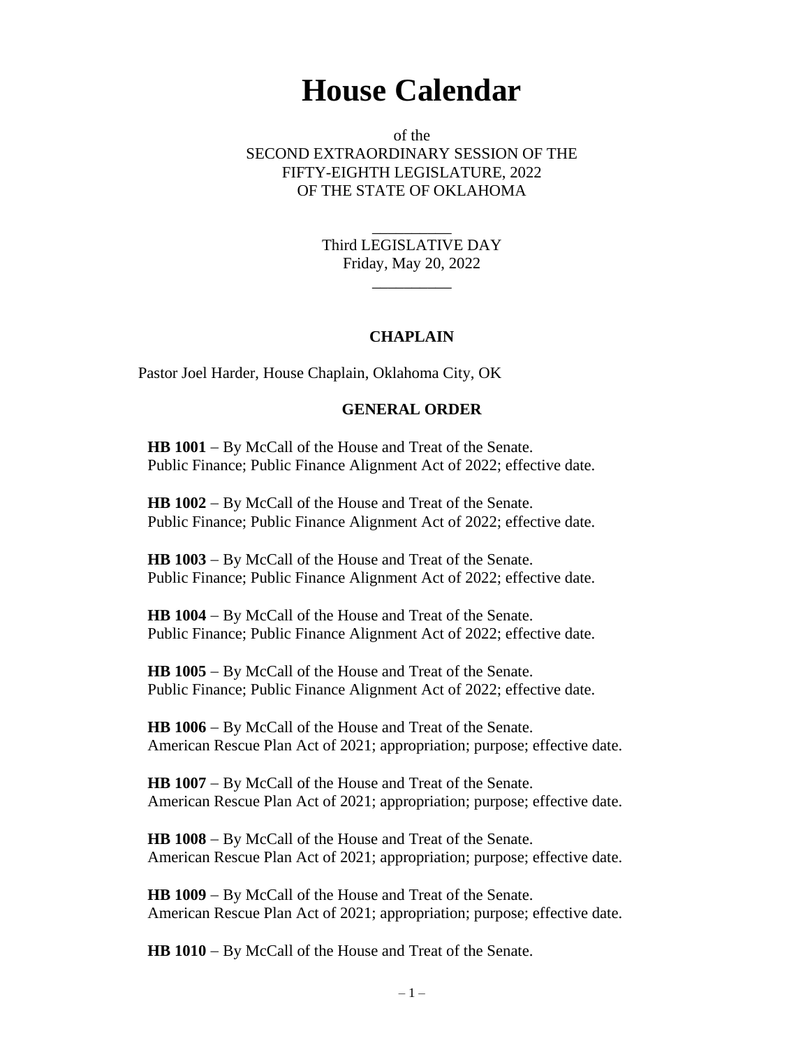# House Calendar

of the
SECOND EXTRAORDINARY SESSION OF THE
FIFTY-EIGHTH LEGISLATURE, 2022
OF THE STATE OF OKLAHOMA

__________

Third LEGISLATIVE DAY
Friday, May 20, 2022

__________

## CHAPLAIN

Pastor Joel Harder, House Chaplain, Oklahoma City, OK

## GENERAL ORDER

**HB 1001** – By McCall of the House and Treat of the Senate.
Public Finance; Public Finance Alignment Act of 2022; effective date.

**HB 1002** – By McCall of the House and Treat of the Senate.
Public Finance; Public Finance Alignment Act of 2022; effective date.

**HB 1003** – By McCall of the House and Treat of the Senate.
Public Finance; Public Finance Alignment Act of 2022; effective date.

**HB 1004** – By McCall of the House and Treat of the Senate.
Public Finance; Public Finance Alignment Act of 2022; effective date.

**HB 1005** – By McCall of the House and Treat of the Senate.
Public Finance; Public Finance Alignment Act of 2022; effective date.

**HB 1006** – By McCall of the House and Treat of the Senate.
American Rescue Plan Act of 2021; appropriation; purpose; effective date.

**HB 1007** – By McCall of the House and Treat of the Senate.
American Rescue Plan Act of 2021; appropriation; purpose; effective date.

**HB 1008** – By McCall of the House and Treat of the Senate.
American Rescue Plan Act of 2021; appropriation; purpose; effective date.

**HB 1009** – By McCall of the House and Treat of the Senate.
American Rescue Plan Act of 2021; appropriation; purpose; effective date.

**HB 1010** – By McCall of the House and Treat of the Senate.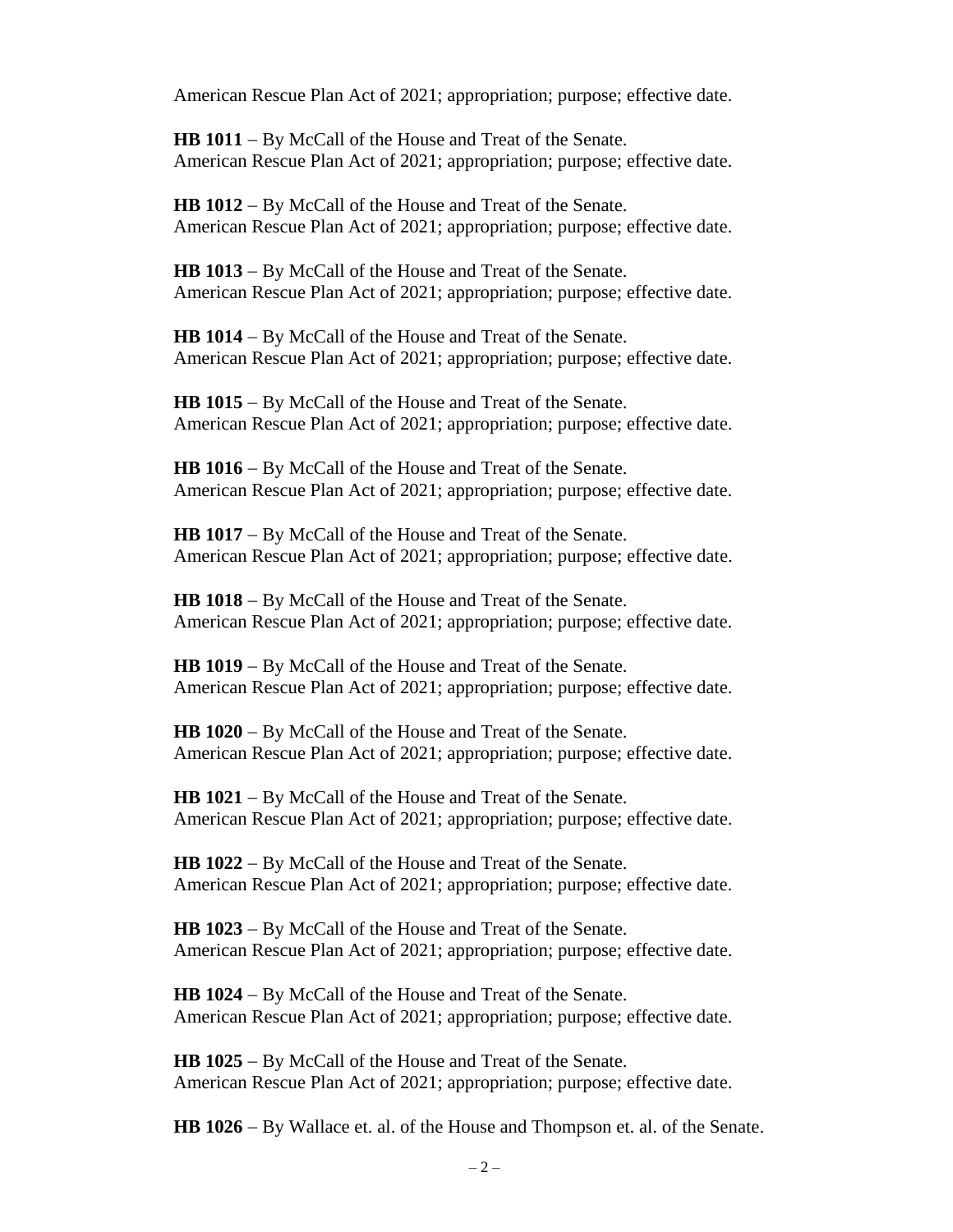American Rescue Plan Act of 2021; appropriation; purpose; effective date.

**HB 1011** – By McCall of the House and Treat of the Senate.
American Rescue Plan Act of 2021; appropriation; purpose; effective date.

**HB 1012** – By McCall of the House and Treat of the Senate.
American Rescue Plan Act of 2021; appropriation; purpose; effective date.

**HB 1013** – By McCall of the House and Treat of the Senate.
American Rescue Plan Act of 2021; appropriation; purpose; effective date.

**HB 1014** – By McCall of the House and Treat of the Senate.
American Rescue Plan Act of 2021; appropriation; purpose; effective date.

**HB 1015** – By McCall of the House and Treat of the Senate.
American Rescue Plan Act of 2021; appropriation; purpose; effective date.

**HB 1016** – By McCall of the House and Treat of the Senate.
American Rescue Plan Act of 2021; appropriation; purpose; effective date.

**HB 1017** – By McCall of the House and Treat of the Senate.
American Rescue Plan Act of 2021; appropriation; purpose; effective date.

**HB 1018** – By McCall of the House and Treat of the Senate.
American Rescue Plan Act of 2021; appropriation; purpose; effective date.

**HB 1019** – By McCall of the House and Treat of the Senate.
American Rescue Plan Act of 2021; appropriation; purpose; effective date.

**HB 1020** – By McCall of the House and Treat of the Senate.
American Rescue Plan Act of 2021; appropriation; purpose; effective date.

**HB 1021** – By McCall of the House and Treat of the Senate.
American Rescue Plan Act of 2021; appropriation; purpose; effective date.

**HB 1022** – By McCall of the House and Treat of the Senate.
American Rescue Plan Act of 2021; appropriation; purpose; effective date.

**HB 1023** – By McCall of the House and Treat of the Senate.
American Rescue Plan Act of 2021; appropriation; purpose; effective date.

**HB 1024** – By McCall of the House and Treat of the Senate.
American Rescue Plan Act of 2021; appropriation; purpose; effective date.

**HB 1025** – By McCall of the House and Treat of the Senate.
American Rescue Plan Act of 2021; appropriation; purpose; effective date.

**HB 1026** – By Wallace et. al. of the House and Thompson et. al. of the Senate.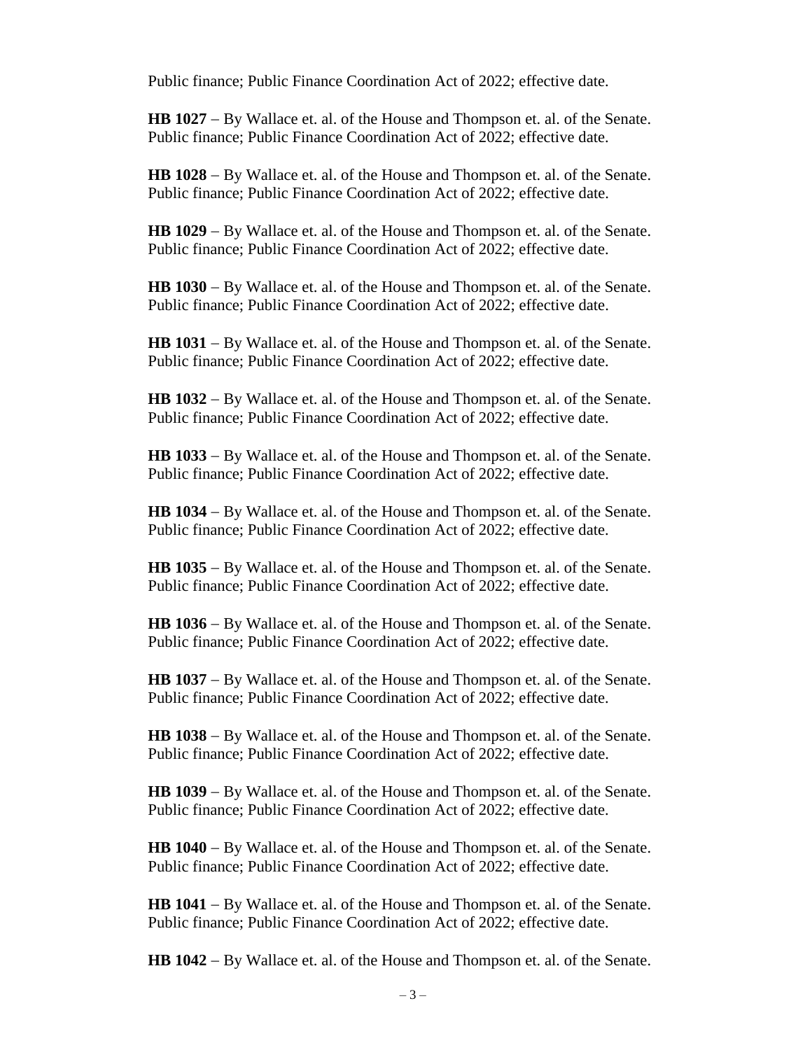Public finance; Public Finance Coordination Act of 2022; effective date.

**HB 1027** – By Wallace et. al. of the House and Thompson et. al. of the Senate.
Public finance; Public Finance Coordination Act of 2022; effective date.

**HB 1028** – By Wallace et. al. of the House and Thompson et. al. of the Senate.
Public finance; Public Finance Coordination Act of 2022; effective date.

**HB 1029** – By Wallace et. al. of the House and Thompson et. al. of the Senate.
Public finance; Public Finance Coordination Act of 2022; effective date.

**HB 1030** – By Wallace et. al. of the House and Thompson et. al. of the Senate.
Public finance; Public Finance Coordination Act of 2022; effective date.

**HB 1031** – By Wallace et. al. of the House and Thompson et. al. of the Senate.
Public finance; Public Finance Coordination Act of 2022; effective date.

**HB 1032** – By Wallace et. al. of the House and Thompson et. al. of the Senate.
Public finance; Public Finance Coordination Act of 2022; effective date.

**HB 1033** – By Wallace et. al. of the House and Thompson et. al. of the Senate.
Public finance; Public Finance Coordination Act of 2022; effective date.

**HB 1034** – By Wallace et. al. of the House and Thompson et. al. of the Senate.
Public finance; Public Finance Coordination Act of 2022; effective date.

**HB 1035** – By Wallace et. al. of the House and Thompson et. al. of the Senate.
Public finance; Public Finance Coordination Act of 2022; effective date.

**HB 1036** – By Wallace et. al. of the House and Thompson et. al. of the Senate.
Public finance; Public Finance Coordination Act of 2022; effective date.

**HB 1037** – By Wallace et. al. of the House and Thompson et. al. of the Senate.
Public finance; Public Finance Coordination Act of 2022; effective date.

**HB 1038** – By Wallace et. al. of the House and Thompson et. al. of the Senate.
Public finance; Public Finance Coordination Act of 2022; effective date.

**HB 1039** – By Wallace et. al. of the House and Thompson et. al. of the Senate.
Public finance; Public Finance Coordination Act of 2022; effective date.

**HB 1040** – By Wallace et. al. of the House and Thompson et. al. of the Senate.
Public finance; Public Finance Coordination Act of 2022; effective date.

**HB 1041** – By Wallace et. al. of the House and Thompson et. al. of the Senate.
Public finance; Public Finance Coordination Act of 2022; effective date.

**HB 1042** – By Wallace et. al. of the House and Thompson et. al. of the Senate.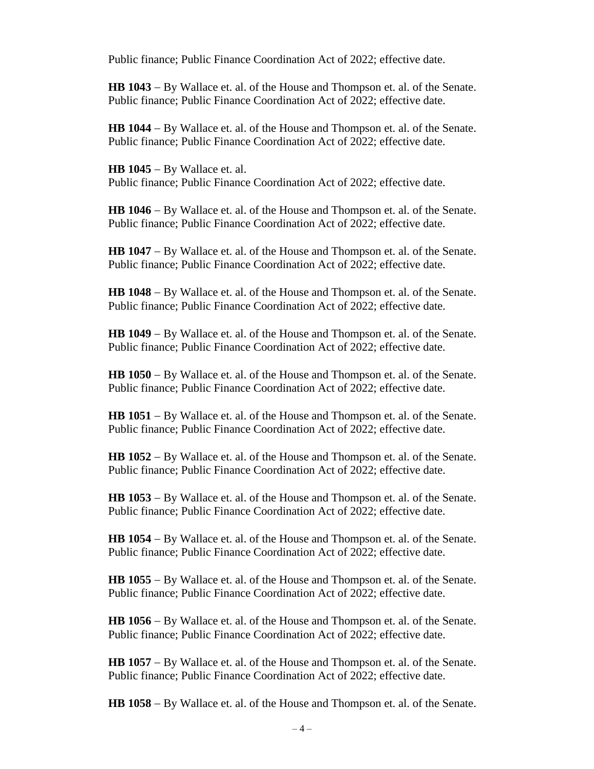Public finance; Public Finance Coordination Act of 2022; effective date.

**HB 1043** – By Wallace et. al. of the House and Thompson et. al. of the Senate.
Public finance; Public Finance Coordination Act of 2022; effective date.

**HB 1044** – By Wallace et. al. of the House and Thompson et. al. of the Senate.
Public finance; Public Finance Coordination Act of 2022; effective date.

**HB 1045** – By Wallace et. al.
Public finance; Public Finance Coordination Act of 2022; effective date.

**HB 1046** – By Wallace et. al. of the House and Thompson et. al. of the Senate.
Public finance; Public Finance Coordination Act of 2022; effective date.

**HB 1047** – By Wallace et. al. of the House and Thompson et. al. of the Senate.
Public finance; Public Finance Coordination Act of 2022; effective date.

**HB 1048** – By Wallace et. al. of the House and Thompson et. al. of the Senate.
Public finance; Public Finance Coordination Act of 2022; effective date.

**HB 1049** – By Wallace et. al. of the House and Thompson et. al. of the Senate.
Public finance; Public Finance Coordination Act of 2022; effective date.

**HB 1050** – By Wallace et. al. of the House and Thompson et. al. of the Senate.
Public finance; Public Finance Coordination Act of 2022; effective date.

**HB 1051** – By Wallace et. al. of the House and Thompson et. al. of the Senate.
Public finance; Public Finance Coordination Act of 2022; effective date.

**HB 1052** – By Wallace et. al. of the House and Thompson et. al. of the Senate.
Public finance; Public Finance Coordination Act of 2022; effective date.

**HB 1053** – By Wallace et. al. of the House and Thompson et. al. of the Senate.
Public finance; Public Finance Coordination Act of 2022; effective date.

**HB 1054** – By Wallace et. al. of the House and Thompson et. al. of the Senate.
Public finance; Public Finance Coordination Act of 2022; effective date.

**HB 1055** – By Wallace et. al. of the House and Thompson et. al. of the Senate.
Public finance; Public Finance Coordination Act of 2022; effective date.

**HB 1056** – By Wallace et. al. of the House and Thompson et. al. of the Senate.
Public finance; Public Finance Coordination Act of 2022; effective date.

**HB 1057** – By Wallace et. al. of the House and Thompson et. al. of the Senate.
Public finance; Public Finance Coordination Act of 2022; effective date.

**HB 1058** – By Wallace et. al. of the House and Thompson et. al. of the Senate.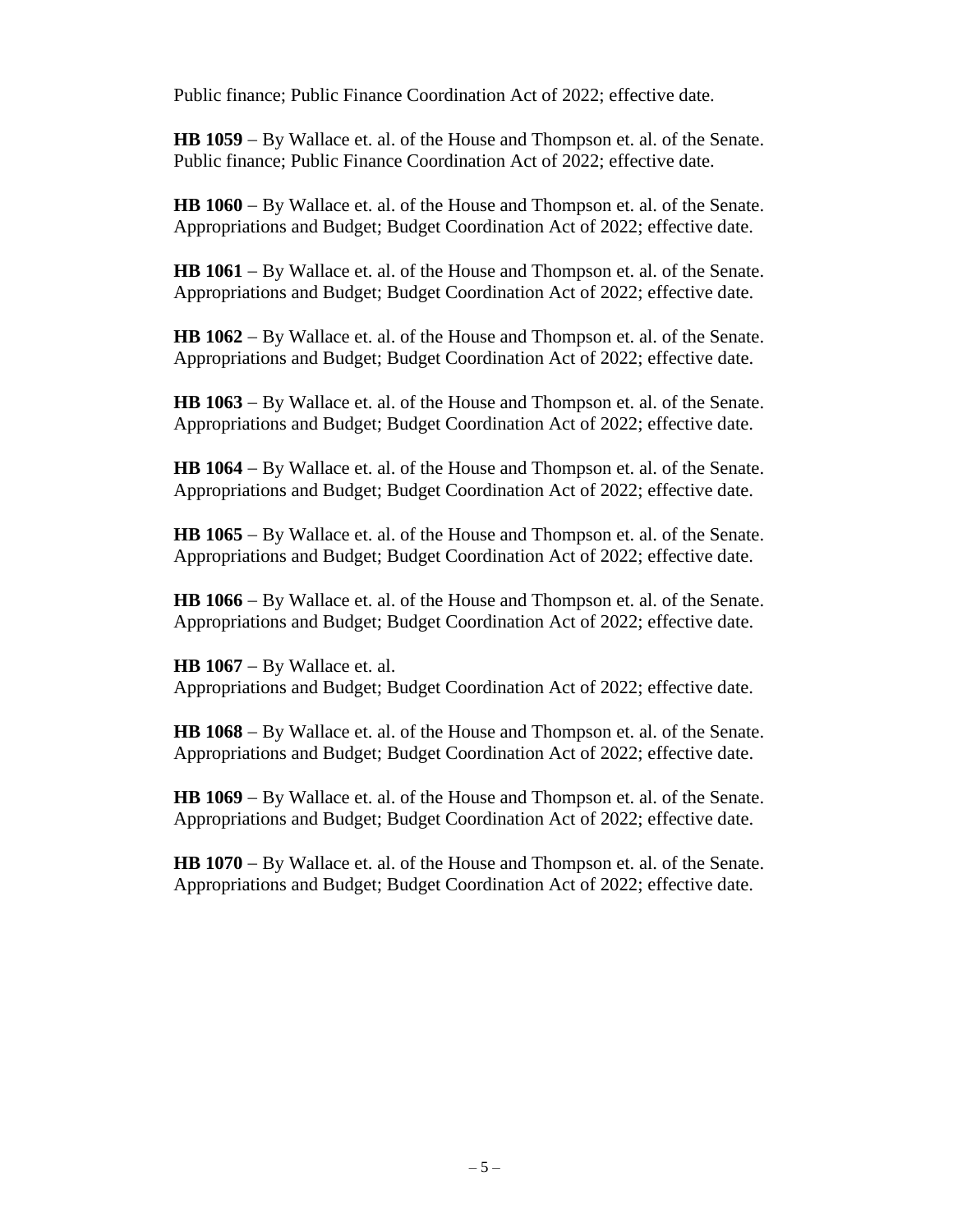Public finance; Public Finance Coordination Act of 2022; effective date.

**HB 1059** – By Wallace et. al. of the House and Thompson et. al. of the Senate.
Public finance; Public Finance Coordination Act of 2022; effective date.

**HB 1060** – By Wallace et. al. of the House and Thompson et. al. of the Senate.
Appropriations and Budget; Budget Coordination Act of 2022; effective date.

**HB 1061** – By Wallace et. al. of the House and Thompson et. al. of the Senate.
Appropriations and Budget; Budget Coordination Act of 2022; effective date.

**HB 1062** – By Wallace et. al. of the House and Thompson et. al. of the Senate.
Appropriations and Budget; Budget Coordination Act of 2022; effective date.

**HB 1063** – By Wallace et. al. of the House and Thompson et. al. of the Senate.
Appropriations and Budget; Budget Coordination Act of 2022; effective date.

**HB 1064** – By Wallace et. al. of the House and Thompson et. al. of the Senate.
Appropriations and Budget; Budget Coordination Act of 2022; effective date.

**HB 1065** – By Wallace et. al. of the House and Thompson et. al. of the Senate.
Appropriations and Budget; Budget Coordination Act of 2022; effective date.

**HB 1066** – By Wallace et. al. of the House and Thompson et. al. of the Senate.
Appropriations and Budget; Budget Coordination Act of 2022; effective date.

**HB 1067** – By Wallace et. al.
Appropriations and Budget; Budget Coordination Act of 2022; effective date.

**HB 1068** – By Wallace et. al. of the House and Thompson et. al. of the Senate.
Appropriations and Budget; Budget Coordination Act of 2022; effective date.

**HB 1069** – By Wallace et. al. of the House and Thompson et. al. of the Senate.
Appropriations and Budget; Budget Coordination Act of 2022; effective date.

**HB 1070** – By Wallace et. al. of the House and Thompson et. al. of the Senate.
Appropriations and Budget; Budget Coordination Act of 2022; effective date.